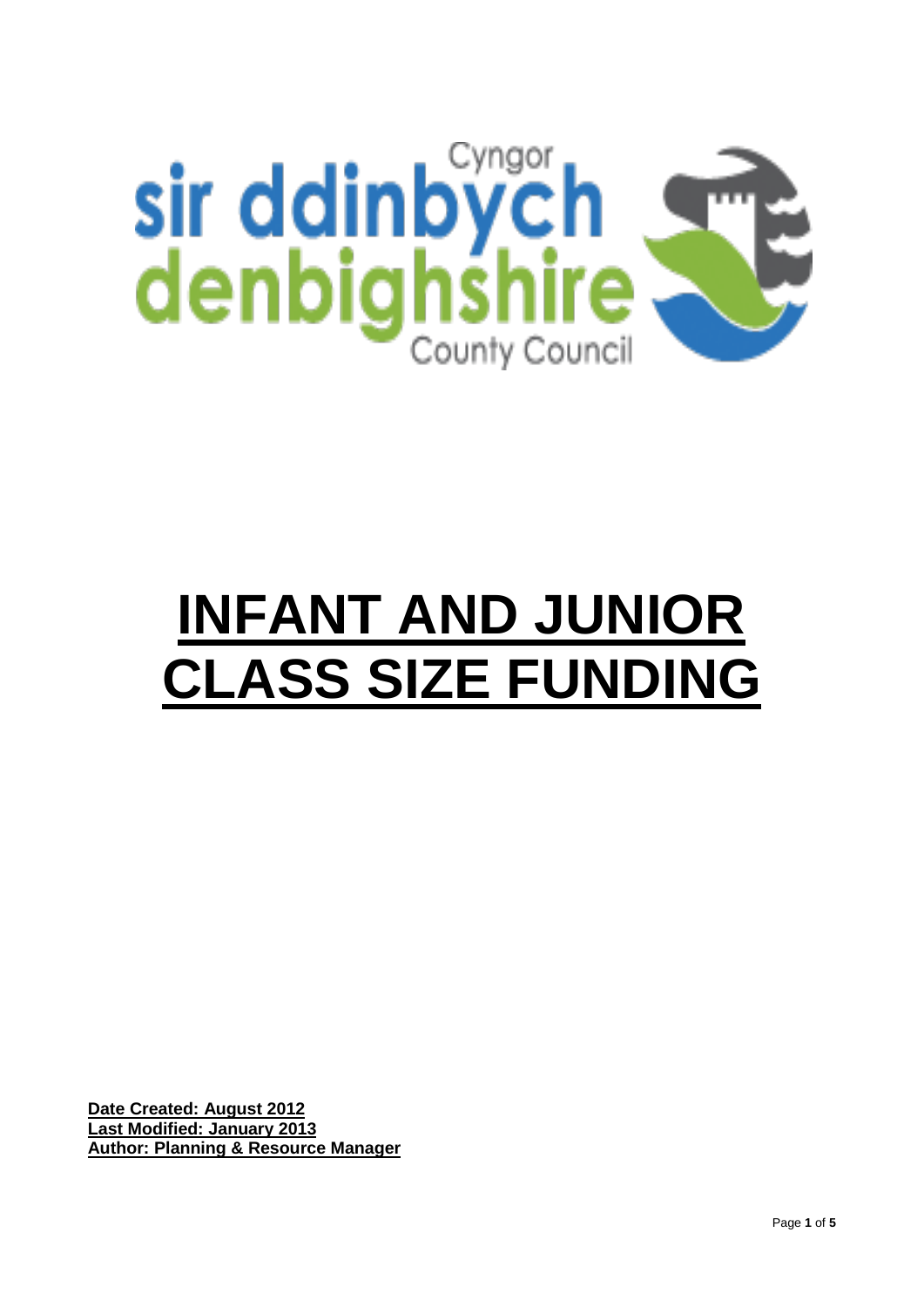Cyngor sir ddinbych
denbighshire County Council

# INFANT AND JUNIOR CLASS SIZE FUNDING

**Date Created: August 2012**
**Last Modified: January 2013**
**Author: Planning & Resource Manager**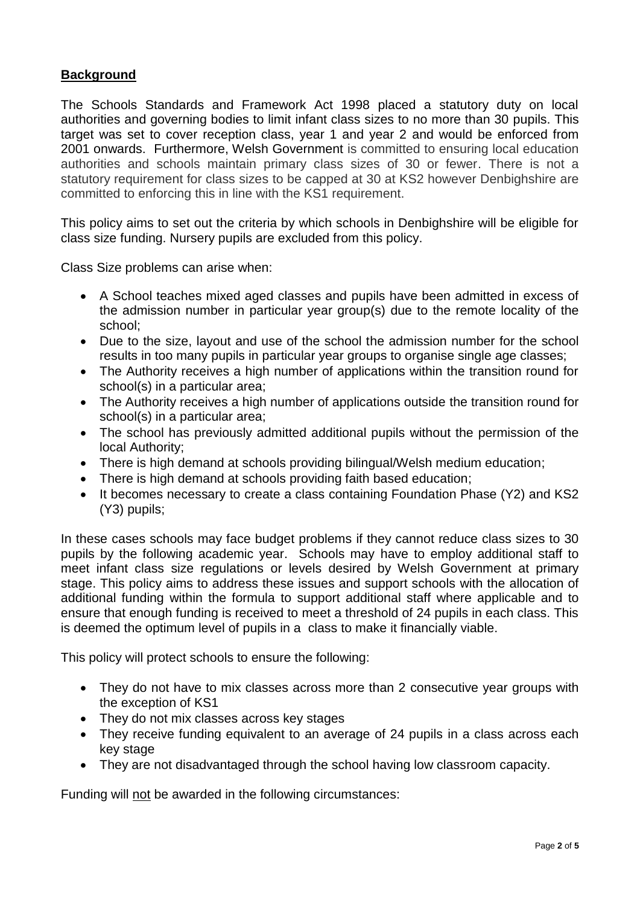## **Background**

The Schools Standards and Framework Act 1998 placed a statutory duty on local authorities and governing bodies to limit infant class sizes to no more than 30 pupils. This target was set to cover reception class, year 1 and year 2 and would be enforced from 2001 onwards. Furthermore, Welsh Government is committed to ensuring local education authorities and schools maintain primary class sizes of 30 or fewer. There is not a statutory requirement for class sizes to be capped at 30 at KS2 however Denbighshire are committed to enforcing this in line with the KS1 requirement.

This policy aims to set out the criteria by which schools in Denbighshire will be eligible for class size funding. Nursery pupils are excluded from this policy.

Class Size problems can arise when:

- A School teaches mixed aged classes and pupils have been admitted in excess of the admission number in particular year group(s) due to the remote locality of the school;
- Due to the size, layout and use of the school the admission number for the school results in too many pupils in particular year groups to organise single age classes;
- The Authority receives a high number of applications within the transition round for school(s) in a particular area;
- The Authority receives a high number of applications outside the transition round for school(s) in a particular area;
- The school has previously admitted additional pupils without the permission of the local Authority;
- There is high demand at schools providing bilingual/Welsh medium education;
- There is high demand at schools providing faith based education;
- It becomes necessary to create a class containing Foundation Phase (Y2) and KS2 (Y3) pupils;

In these cases schools may face budget problems if they cannot reduce class sizes to 30 pupils by the following academic year. Schools may have to employ additional staff to meet infant class size regulations or levels desired by Welsh Government at primary stage. This policy aims to address these issues and support schools with the allocation of additional funding within the formula to support additional staff where applicable and to ensure that enough funding is received to meet a threshold of 24 pupils in each class. This is deemed the optimum level of pupils in a class to make it financially viable.

This policy will protect schools to ensure the following:

- They do not have to mix classes across more than 2 consecutive year groups with the exception of KS1
- They do not mix classes across key stages
- They receive funding equivalent to an average of 24 pupils in a class across each key stage
- They are not disadvantaged through the school having low classroom capacity.

Funding will <u>not</u> be awarded in the following circumstances: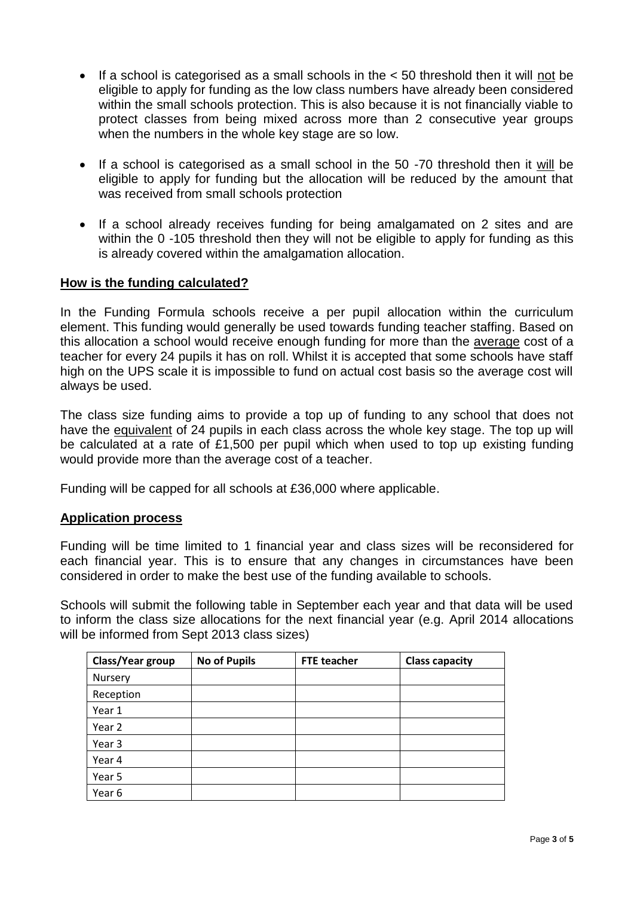- If a school is categorised as a small schools in the < 50 threshold then it will not be eligible to apply for funding as the low class numbers have already been considered within the small schools protection. This is also because it is not financially viable to protect classes from being mixed across more than 2 consecutive year groups when the numbers in the whole key stage are so low.

- If a school is categorised as a small school in the 50 -70 threshold then it will be eligible to apply for funding but the allocation will be reduced by the amount that was received from small schools protection

- If a school already receives funding for being amalgamated on 2 sites and are within the 0 -105 threshold then they will not be eligible to apply for funding as this is already covered within the amalgamation allocation.

**How is the funding calculated?**

In the Funding Formula schools receive a per pupil allocation within the curriculum element. This funding would generally be used towards funding teacher staffing. Based on this allocation a school would receive enough funding for more than the average cost of a teacher for every 24 pupils it has on roll. Whilst it is accepted that some schools have staff high on the UPS scale it is impossible to fund on actual cost basis so the average cost will always be used.

The class size funding aims to provide a top up of funding to any school that does not have the equivalent of 24 pupils in each class across the whole key stage. The top up will be calculated at a rate of £1,500 per pupil which when used to top up existing funding would provide more than the average cost of a teacher.

Funding will be capped for all schools at £36,000 where applicable.

**Application process**

Funding will be time limited to 1 financial year and class sizes will be reconsidered for each financial year. This is to ensure that any changes in circumstances have been considered in order to make the best use of the funding available to schools.

Schools will submit the following table in September each year and that data will be used to inform the class size allocations for the next financial year (e.g. April 2014 allocations will be informed from Sept 2013 class sizes)

| Class/Year group | No of Pupils | FTE teacher | Class capacity |
|---|---|---|---|
| Nursery | | | |
| Reception | | | |
| Year 1 | | | |
| Year 2 | | | |
| Year 3 | | | |
| Year 4 | | | |
| Year 5 | | | |
| Year 6 | | | |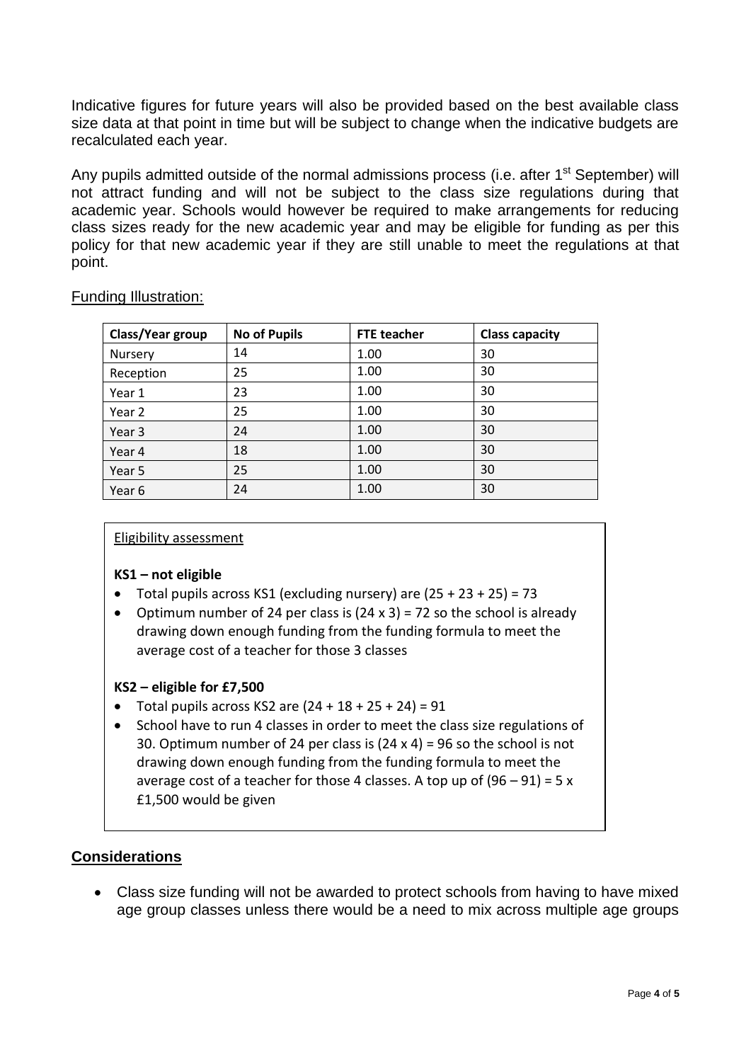Indicative figures for future years will also be provided based on the best available class size data at that point in time but will be subject to change when the indicative budgets are recalculated each year.

Any pupils admitted outside of the normal admissions process (i.e. after 1st September) will not attract funding and will not be subject to the class size regulations during that academic year. Schools would however be required to make arrangements for reducing class sizes ready for the new academic year and may be eligible for funding as per this policy for that new academic year if they are still unable to meet the regulations at that point.

Funding Illustration:

| Class/Year group | No of Pupils | FTE teacher | Class capacity |
|---|---|---|---|
| Nursery | 14 | 1.00 | 30 |
| Reception | 25 | 1.00 | 30 |
| Year 1 | 23 | 1.00 | 30 |
| Year 2 | 25 | 1.00 | 30 |
| Year 3 | 24 | 1.00 | 30 |
| Year 4 | 18 | 1.00 | 30 |
| Year 5 | 25 | 1.00 | 30 |
| Year 6 | 24 | 1.00 | 30 |

Eligibility assessment

**KS1 – not eligible**

- Total pupils across KS1 (excluding nursery) are (25 + 23 + 25) = 73
- Optimum number of 24 per class is (24 x 3) = 72 so the school is already drawing down enough funding from the funding formula to meet the average cost of a teacher for those 3 classes

**KS2 – eligible for £7,500**

- Total pupils across KS2 are (24 + 18 + 25 + 24) = 91
- School have to run 4 classes in order to meet the class size regulations of 30. Optimum number of 24 per class is (24 x 4) = 96 so the school is not drawing down enough funding from the funding formula to meet the average cost of a teacher for those 4 classes. A top up of (96 – 91) = 5 x £1,500 would be given

## Considerations

- Class size funding will not be awarded to protect schools from having to have mixed age group classes unless there would be a need to mix across multiple age groups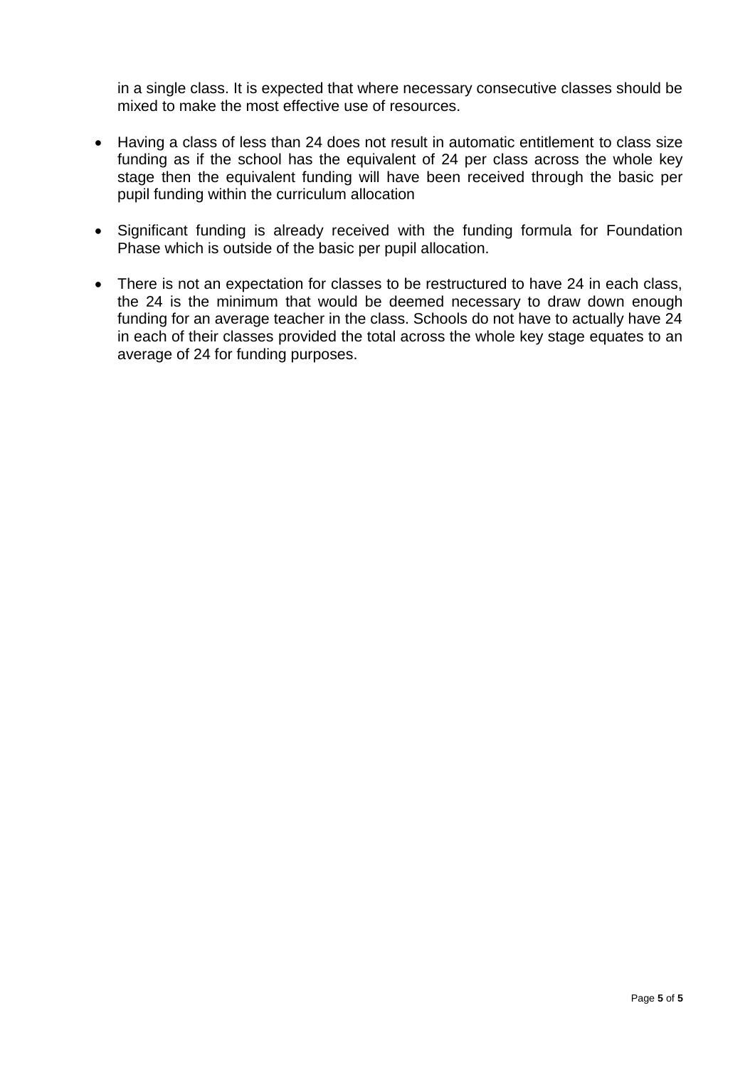in a single class. It is expected that where necessary consecutive classes should be mixed to make the most effective use of resources.

- Having a class of less than 24 does not result in automatic entitlement to class size funding as if the school has the equivalent of 24 per class across the whole key stage then the equivalent funding will have been received through the basic per pupil funding within the curriculum allocation

- Significant funding is already received with the funding formula for Foundation Phase which is outside of the basic per pupil allocation.

- There is not an expectation for classes to be restructured to have 24 in each class, the 24 is the minimum that would be deemed necessary to draw down enough funding for an average teacher in the class. Schools do not have to actually have 24 in each of their classes provided the total across the whole key stage equates to an average of 24 for funding purposes.